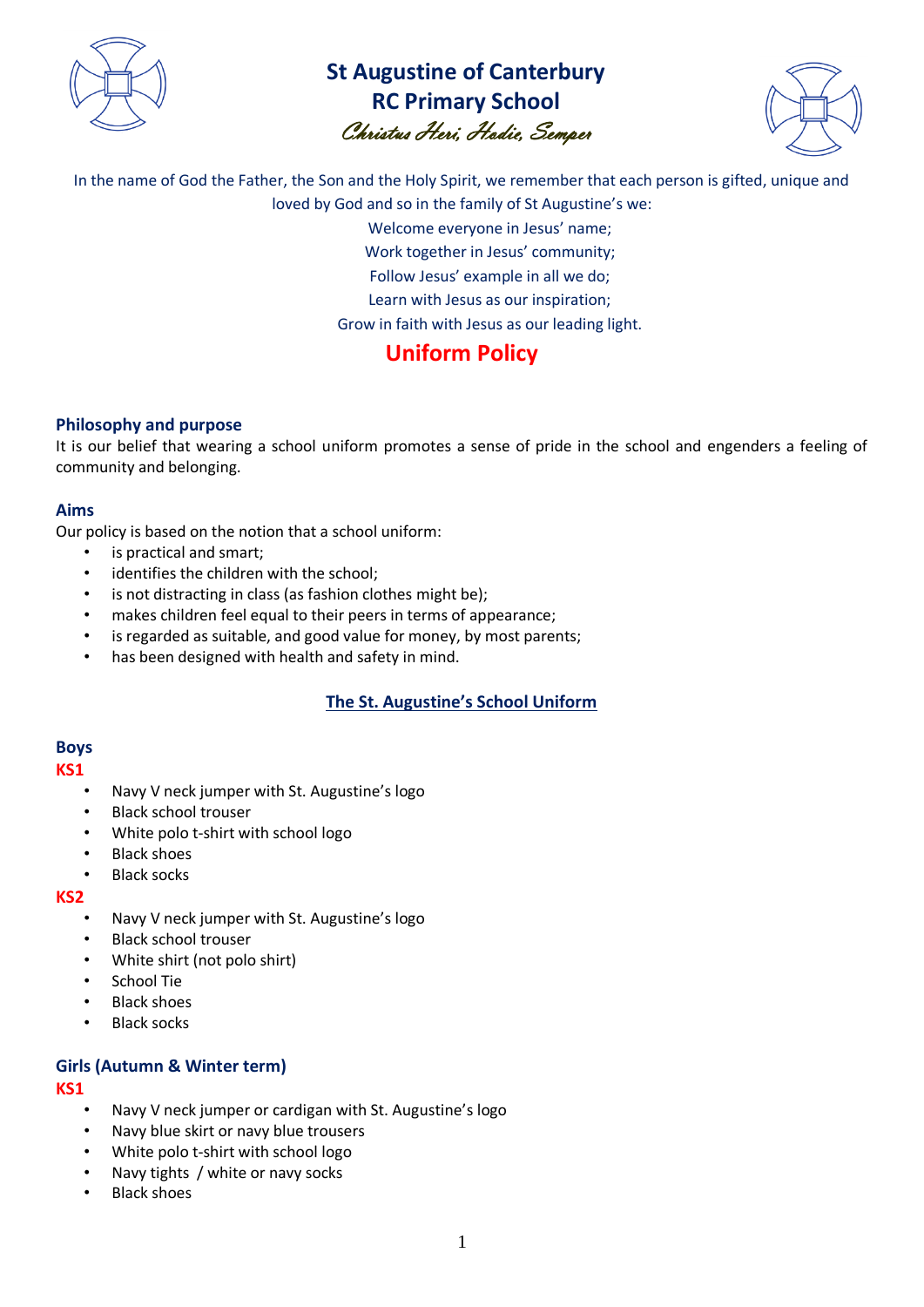# St Augustine of Canterbury RC Primary School

*Christus Heri, Hodie, Semper*

In the name of God the Father, the Son and the Holy Spirit, we remember that each person is gifted, unique and loved by God and so in the family of St Augustine's we:

Welcome everyone in Jesus' name;
Work together in Jesus' community;
Follow Jesus' example in all we do;
Learn with Jesus as our inspiration;
Grow in faith with Jesus as our leading light.

## Uniform Policy

### Philosophy and purpose

It is our belief that wearing a school uniform promotes a sense of pride in the school and engenders a feeling of community and belonging.

### Aims

Our policy is based on the notion that a school uniform:

- is practical and smart;
- identifies the children with the school;
- is not distracting in class (as fashion clothes might be);
- makes children feel equal to their peers in terms of appearance;
- is regarded as suitable, and good value for money, by most parents;
- has been designed with health and safety in mind.

## The St. Augustine's School Uniform

### Boys

**KS1**

- Navy V neck jumper with St. Augustine's logo
- Black school trouser
- White polo t-shirt with school logo
- Black shoes
- Black socks

**KS2**

- Navy V neck jumper with St. Augustine's logo
- Black school trouser
- White shirt (not polo shirt)
- School Tie
- Black shoes
- Black socks

### Girls (Autumn & Winter term)

**KS1**

- Navy V neck jumper or cardigan with St. Augustine's logo
- Navy blue skirt or navy blue trousers
- White polo t-shirt with school logo
- Navy tights / white or navy socks
- Black shoes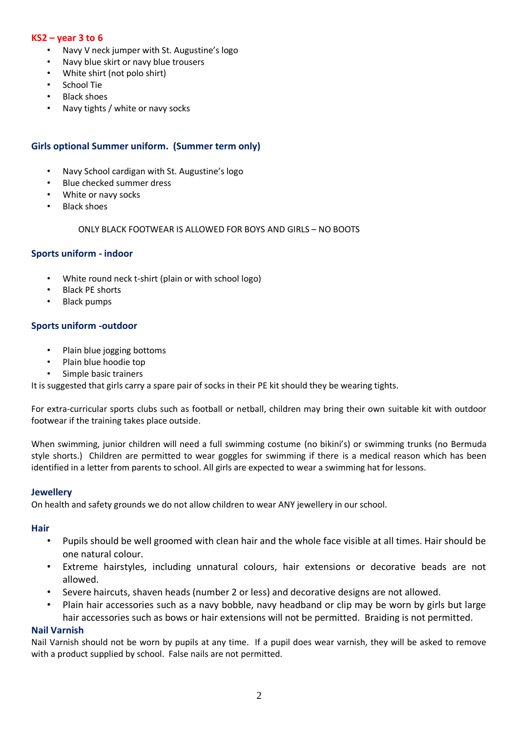### KS2 – year 3 to 6

- Navy V neck jumper with St. Augustine's logo
- Navy blue skirt or navy blue trousers
- White shirt (not polo shirt)
- School Tie
- Black shoes
- Navy tights / white or navy socks

### Girls optional Summer uniform. (Summer term only)

- Navy School cardigan with St. Augustine's logo
- Blue checked summer dress
- White or navy socks
- Black shoes

ONLY BLACK FOOTWEAR IS ALLOWED FOR BOYS AND GIRLS – NO BOOTS

### Sports uniform - indoor

- White round neck t-shirt (plain or with school logo)
- Black PE shorts
- Black pumps

### Sports uniform -outdoor

- Plain blue jogging bottoms
- Plain blue hoodie top
- Simple basic trainers

It is suggested that girls carry a spare pair of socks in their PE kit should they be wearing tights.

For extra-curricular sports clubs such as football or netball, children may bring their own suitable kit with outdoor footwear if the training takes place outside.

When swimming, junior children will need a full swimming costume (no bikini's) or swimming trunks (no Bermuda style shorts.) Children are permitted to wear goggles for swimming if there is a medical reason which has been identified in a letter from parents to school. All girls are expected to wear a swimming hat for lessons.

### Jewellery

On health and safety grounds we do not allow children to wear ANY jewellery in our school.

### Hair

- Pupils should be well groomed with clean hair and the whole face visible at all times. Hair should be one natural colour.
- Extreme hairstyles, including unnatural colours, hair extensions or decorative beads are not allowed.
- Severe haircuts, shaven heads (number 2 or less) and decorative designs are not allowed.
- Plain hair accessories such as a navy bobble, navy headband or clip may be worn by girls but large hair accessories such as bows or hair extensions will not be permitted. Braiding is not permitted.

### Nail Varnish

Nail Varnish should not be worn by pupils at any time. If a pupil does wear varnish, they will be asked to remove with a product supplied by school. False nails are not permitted.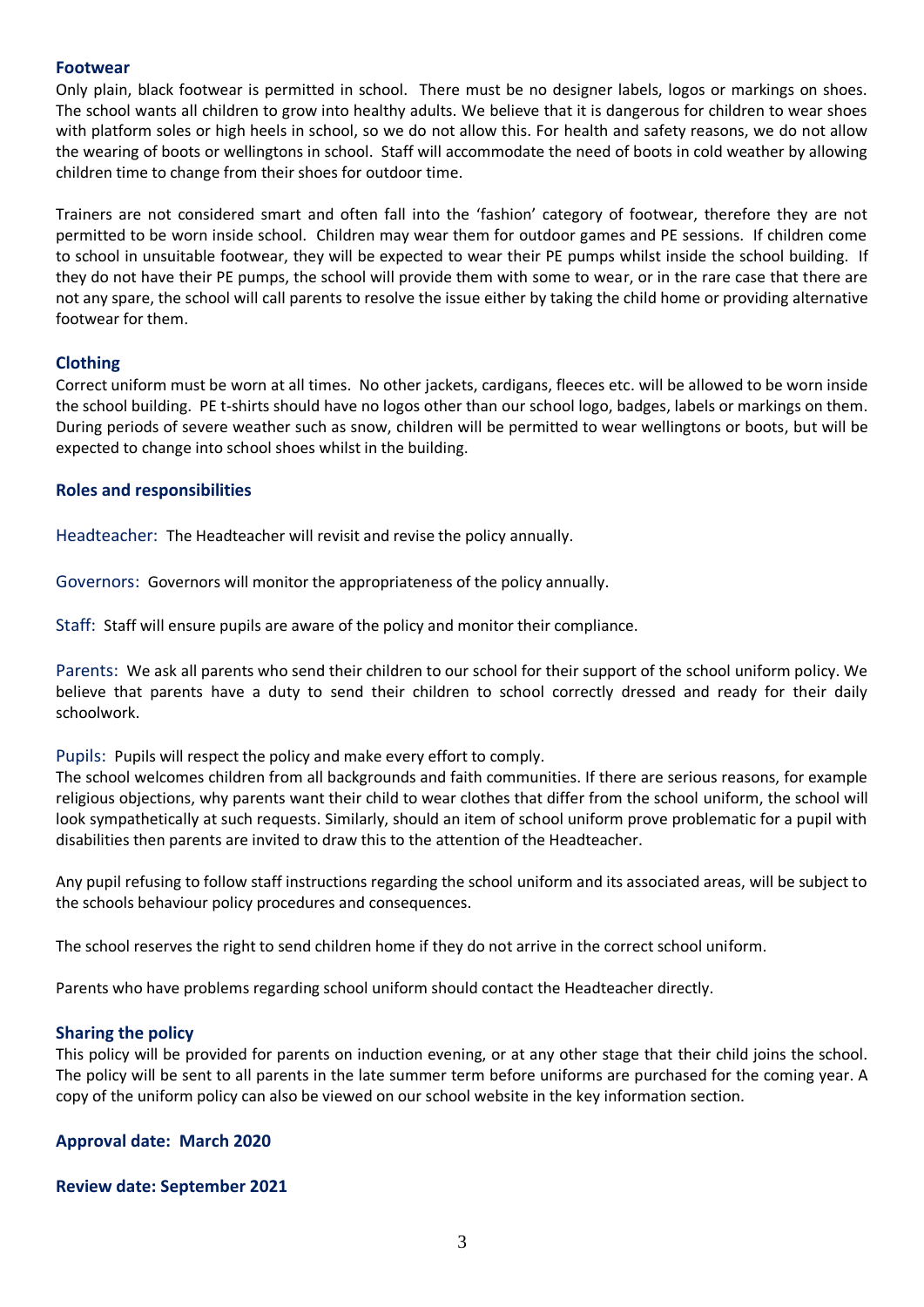### Footwear

Only plain, black footwear is permitted in school. There must be no designer labels, logos or markings on shoes. The school wants all children to grow into healthy adults. We believe that it is dangerous for children to wear shoes with platform soles or high heels in school, so we do not allow this. For health and safety reasons, we do not allow the wearing of boots or wellingtons in school. Staff will accommodate the need of boots in cold weather by allowing children time to change from their shoes for outdoor time.

Trainers are not considered smart and often fall into the 'fashion' category of footwear, therefore they are not permitted to be worn inside school. Children may wear them for outdoor games and PE sessions. If children come to school in unsuitable footwear, they will be expected to wear their PE pumps whilst inside the school building. If they do not have their PE pumps, the school will provide them with some to wear, or in the rare case that there are not any spare, the school will call parents to resolve the issue either by taking the child home or providing alternative footwear for them.

### Clothing

Correct uniform must be worn at all times. No other jackets, cardigans, fleeces etc. will be allowed to be worn inside the school building. PE t-shirts should have no logos other than our school logo, badges, labels or markings on them. During periods of severe weather such as snow, children will be permitted to wear wellingtons or boots, but will be expected to change into school shoes whilst in the building.

### Roles and responsibilities

Headteacher: The Headteacher will revisit and revise the policy annually.

Governors: Governors will monitor the appropriateness of the policy annually.

Staff: Staff will ensure pupils are aware of the policy and monitor their compliance.

Parents: We ask all parents who send their children to our school for their support of the school uniform policy. We believe that parents have a duty to send their children to school correctly dressed and ready for their daily schoolwork.

Pupils: Pupils will respect the policy and make every effort to comply.
The school welcomes children from all backgrounds and faith communities. If there are serious reasons, for example religious objections, why parents want their child to wear clothes that differ from the school uniform, the school will look sympathetically at such requests. Similarly, should an item of school uniform prove problematic for a pupil with disabilities then parents are invited to draw this to the attention of the Headteacher.

Any pupil refusing to follow staff instructions regarding the school uniform and its associated areas, will be subject to the schools behaviour policy procedures and consequences.

The school reserves the right to send children home if they do not arrive in the correct school uniform.

Parents who have problems regarding school uniform should contact the Headteacher directly.

### Sharing the policy

This policy will be provided for parents on induction evening, or at any other stage that their child joins the school. The policy will be sent to all parents in the late summer term before uniforms are purchased for the coming year. A copy of the uniform policy can also be viewed on our school website in the key information section.

**Approval date: March 2020**

**Review date: September 2021**